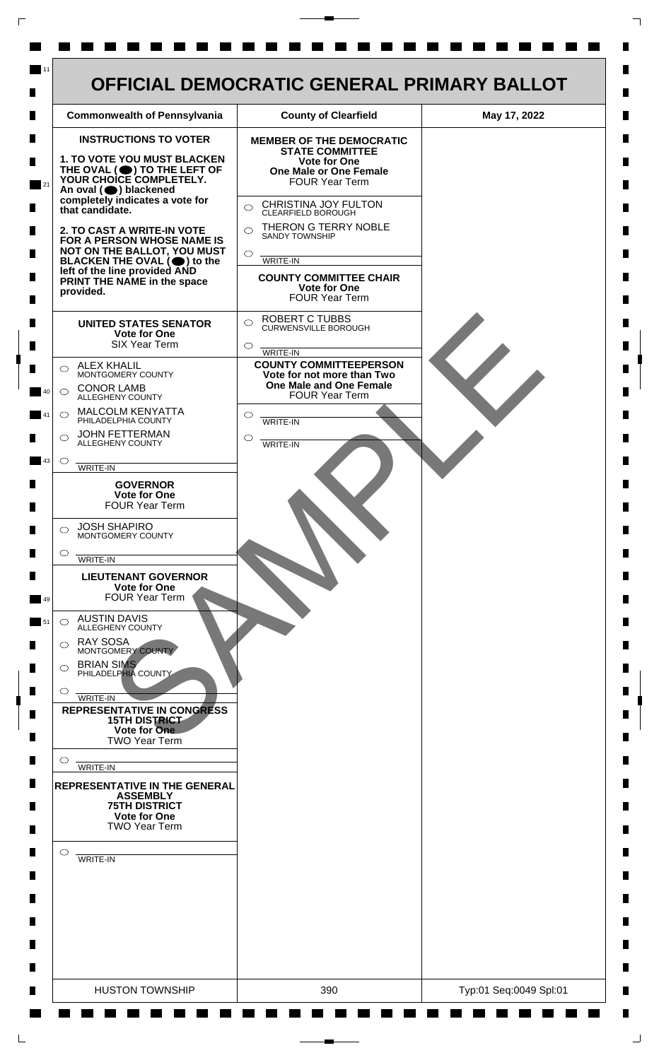# OFFICIAL DEMOCRATIC GENERAL PRIMARY BALLOT

| Commonwealth of Pennsylvania | County of Clearfield | May 17, 2022 |
|---|---|---|

**INSTRUCTIONS TO VOTER**

**1. TO VOTE YOU MUST BLACKEN THE OVAL (⬤) TO THE LEFT OF YOUR CHOICE COMPLETELY.** An oval (⬤) blackened completely indicates a vote for that candidate.

**2. TO CAST A WRITE-IN VOTE FOR A PERSON WHOSE NAME IS NOT ON THE BALLOT, YOU MUST BLACKEN THE OVAL (⬤) to the left of the line provided AND PRINT THE NAME in the space provided.**

### UNITED STATES SENATOR
**Vote for One**
SIX Year Term

- ○ ALEX KHALIL — MONTGOMERY COUNTY
- ○ CONOR LAMB — ALLEGHENY COUNTY
- ○ MALCOLM KENYATTA — PHILADELPHIA COUNTY
- ○ JOHN FETTERMAN — ALLEGHENY COUNTY
- ○ ________ WRITE-IN

### GOVERNOR
**Vote for One**
FOUR Year Term

- ○ JOSH SHAPIRO — MONTGOMERY COUNTY
- ○ ________ WRITE-IN

### LIEUTENANT GOVERNOR
**Vote for One**
FOUR Year Term

- ○ AUSTIN DAVIS — ALLEGHENY COUNTY
- ○ RAY SOSA — MONTGOMERY COUNTY
- ○ BRIAN SIMS — PHILADELPHIA COUNTY
- ○ ________ WRITE-IN

### REPRESENTATIVE IN CONGRESS
**15TH DISTRICT**
**Vote for One**
TWO Year Term

- ○ ________ WRITE-IN

### REPRESENTATIVE IN THE GENERAL ASSEMBLY
**75TH DISTRICT**
**Vote for One**
TWO Year Term

- ○ ________ WRITE-IN

### MEMBER OF THE DEMOCRATIC STATE COMMITTEE
**Vote for One**
**One Male or One Female**
FOUR Year Term

- ○ CHRISTINA JOY FULTON — CLEARFIELD BOROUGH
- ○ THERON G TERRY NOBLE — SANDY TOWNSHIP
- ○ ________ WRITE-IN

### COUNTY COMMITTEE CHAIR
**Vote for One**
FOUR Year Term

- ○ ROBERT C TUBBS — CURWENSVILLE BOROUGH
- ○ ________ WRITE-IN

### COUNTY COMMITTEEPERSON
**Vote for not more than Two**
**One Male and One Female**
FOUR Year Term

- ○ ________ WRITE-IN
- ○ ________ WRITE-IN

SAMPLE

| HUSTON TOWNSHIP | 390 | Typ:01 Seq:0049 Spl:01 |
|---|---|---|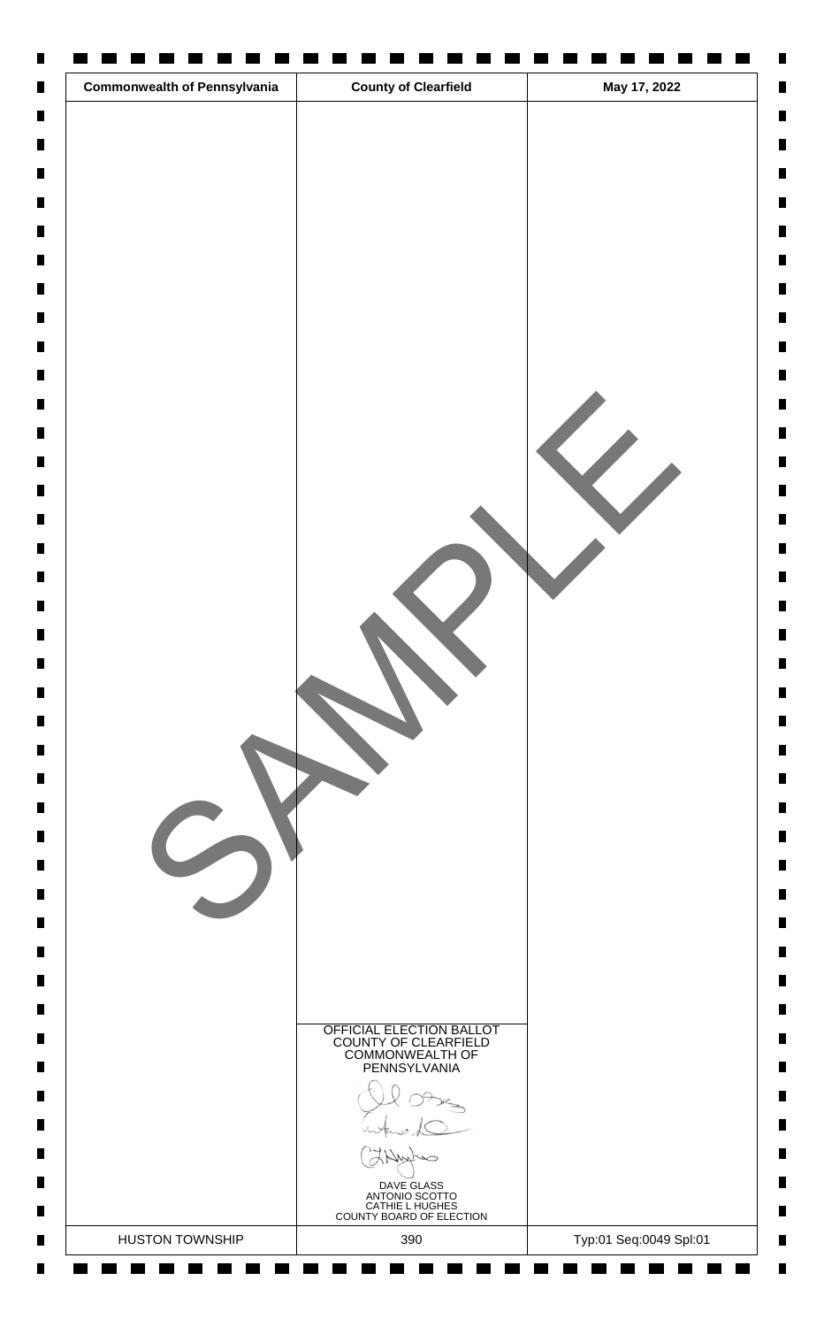| Commonwealth of Pennsylvania | County of Clearfield | May 17, 2022 |
| --- | --- | --- |

SAMPLE

OFFICIAL ELECTION BALLOT
COUNTY OF CLEARFIELD
COMMONWEALTH OF
PENNSYLVANIA

DAVE GLASS
ANTONIO SCOTTO
CATHIE L HUGHES
COUNTY BOARD OF ELECTION

| | | |
| --- | --- | --- |
| HUSTON TOWNSHIP | 390 | Typ:01 Seq:0049 Spl:01 |